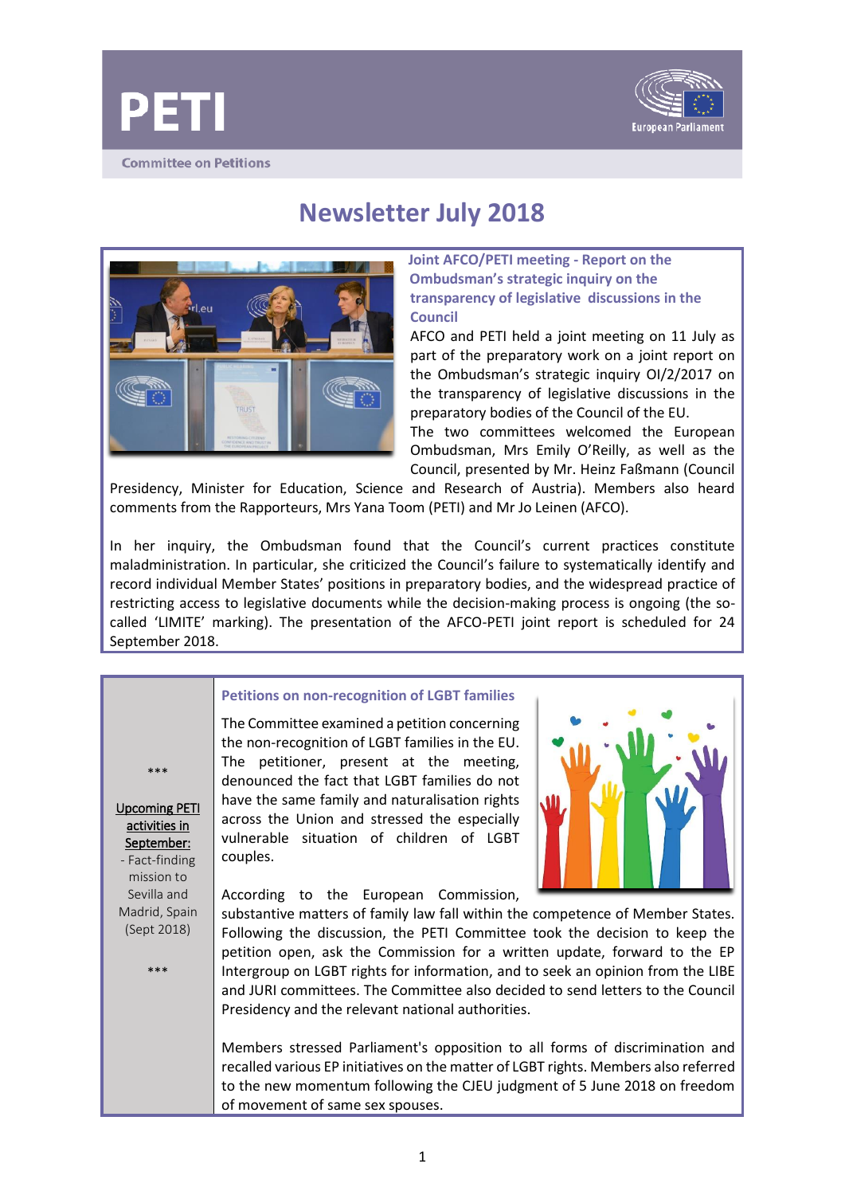# PETI

Committee on Petitions

European Parliament

# Newsletter July 2018

## Joint AFCO/PETI meeting - Report on the Ombudsman's strategic inquiry on the transparency of legislative discussions in the Council

AFCO and PETI held a joint meeting on 11 July as part of the preparatory work on a joint report on the Ombudsman's strategic inquiry OI/2/2017 on the transparency of legislative discussions in the preparatory bodies of the Council of the EU.

The two committees welcomed the European Ombudsman, Mrs Emily O'Reilly, as well as the Council, presented by Mr. Heinz Faßmann (Council Presidency, Minister for Education, Science and Research of Austria). Members also heard comments from the Rapporteurs, Mrs Yana Toom (PETI) and Mr Jo Leinen (AFCO).

In her inquiry, the Ombudsman found that the Council's current practices constitute maladministration. In particular, she criticized the Council's failure to systematically identify and record individual Member States' positions in preparatory bodies, and the widespread practice of restricting access to legislative documents while the decision-making process is ongoing (the so-called 'LIMITE' marking). The presentation of the AFCO-PETI joint report is scheduled for 24 September 2018.

## Petitions on non-recognition of LGBT families

The Committee examined a petition concerning the non-recognition of LGBT families in the EU. The petitioner, present at the meeting, denounced the fact that LGBT families do not have the same family and naturalisation rights across the Union and stressed the especially vulnerable situation of children of LGBT couples.

According to the European Commission, substantive matters of family law fall within the competence of Member States. Following the discussion, the PETI Committee took the decision to keep the petition open, ask the Commission for a written update, forward to the EP Intergroup on LGBT rights for information, and to seek an opinion from the LIBE and JURI committees. The Committee also decided to send letters to the Council Presidency and the relevant national authorities.

Members stressed Parliament's opposition to all forms of discrimination and recalled various EP initiatives on the matter of LGBT rights. Members also referred to the new momentum following the CJEU judgment of 5 June 2018 on freedom of movement of same sex spouses.

***

**Upcoming PETI activities in September:**

- Fact-finding mission to Sevilla and Madrid, Spain (Sept 2018)

***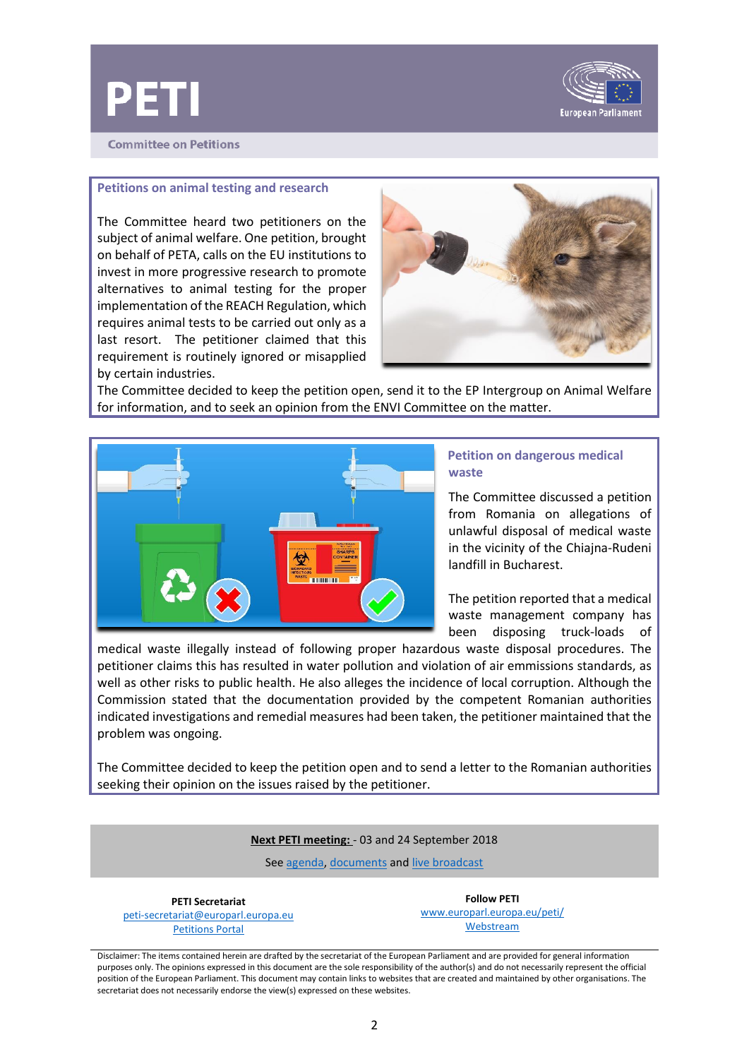# PETI

Committee on Petitions

## Petitions on animal testing and research

The Committee heard two petitioners on the subject of animal welfare. One petition, brought on behalf of PETA, calls on the EU institutions to invest in more progressive research to promote alternatives to animal testing for the proper implementation of the REACH Regulation, which requires animal tests to be carried out only as a last resort. The petitioner claimed that this requirement is routinely ignored or misapplied by certain industries.

The Committee decided to keep the petition open, send it to the EP Intergroup on Animal Welfare for information, and to seek an opinion from the ENVI Committee on the matter.

## Petition on dangerous medical waste

The Committee discussed a petition from Romania on allegations of unlawful disposal of medical waste in the vicinity of the Chiajna-Rudeni landfill in Bucharest.

The petition reported that a medical waste management company has been disposing truck-loads of medical waste illegally instead of following proper hazardous waste disposal procedures. The petitioner claims this has resulted in water pollution and violation of air emmissions standards, as well as other risks to public health. He also alleges the incidence of local corruption. Although the Commission stated that the documentation provided by the competent Romanian authorities indicated investigations and remedial measures had been taken, the petitioner maintained that the problem was ongoing.

The Committee decided to keep the petition open and to send a letter to the Romanian authorities seeking their opinion on the issues raised by the petitioner.

**Next PETI meeting:** - 03 and 24 September 2018

See agenda, documents and live broadcast

**PETI Secretariat**
peti-secretariat@europarl.europa.eu
Petitions Portal

**Follow PETI**
www.europarl.europa.eu/peti/
Webstream

Disclaimer: The items contained herein are drafted by the secretariat of the European Parliament and are provided for general information purposes only. The opinions expressed in this document are the sole responsibility of the author(s) and do not necessarily represent the official position of the European Parliament. This document may contain links to websites that are created and maintained by other organisations. The secretariat does not necessarily endorse the view(s) expressed on these websites.